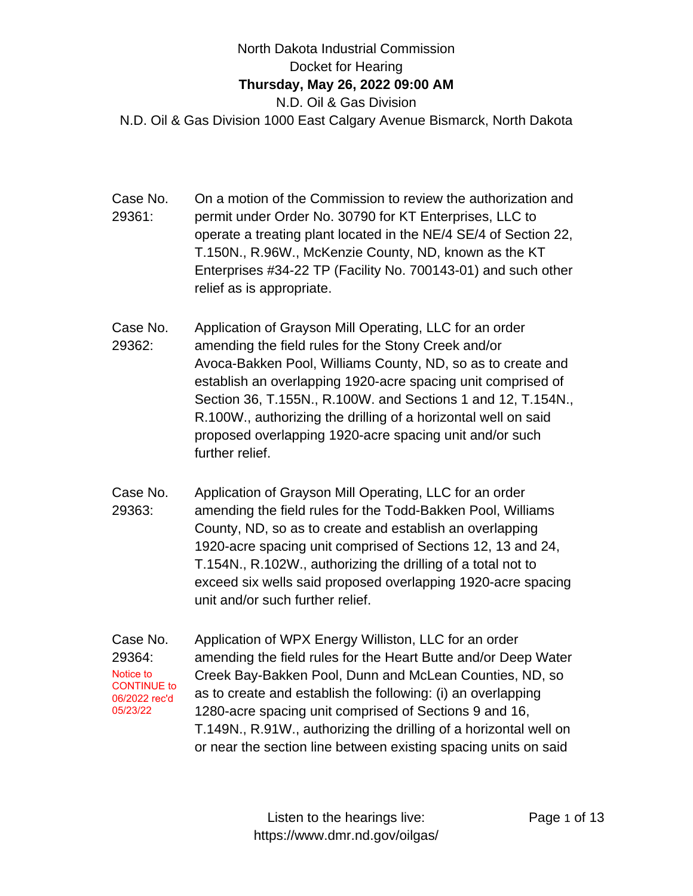# North Dakota Industrial Commission

## Docket for Hearing

**Thursday, May 26, 2022 09:00 AM**

N.D. Oil & Gas Division

N.D. Oil & Gas Division 1000 East Calgary Avenue Bismarck, North Dakota

**Case No. 29361:** On a motion of the Commission to review the authorization and permit under Order No. 30790 for KT Enterprises, LLC to operate a treating plant located in the NE/4 SE/4 of Section 22, T.150N., R.96W., McKenzie County, ND, known as the KT Enterprises #34-22 TP (Facility No. 700143-01) and such other relief as is appropriate.

**Case No. 29362:** Application of Grayson Mill Operating, LLC for an order amending the field rules for the Stony Creek and/or Avoca-Bakken Pool, Williams County, ND, so as to create and establish an overlapping 1920-acre spacing unit comprised of Section 36, T.155N., R.100W. and Sections 1 and 12, T.154N., R.100W., authorizing the drilling of a horizontal well on said proposed overlapping 1920-acre spacing unit and/or such further relief.

**Case No. 29363:** Application of Grayson Mill Operating, LLC for an order amending the field rules for the Todd-Bakken Pool, Williams County, ND, so as to create and establish an overlapping 1920-acre spacing unit comprised of Sections 12, 13 and 24, T.154N., R.102W., authorizing the drilling of a total not to exceed six wells said proposed overlapping 1920-acre spacing unit and/or such further relief.

**Case No. 29364:** Notice to CONTINUE to 06/2022 rec'd 05/23/22

Application of WPX Energy Williston, LLC for an order amending the field rules for the Heart Butte and/or Deep Water Creek Bay-Bakken Pool, Dunn and McLean Counties, ND, so as to create and establish the following: (i) an overlapping 1280-acre spacing unit comprised of Sections 9 and 16, T.149N., R.91W., authorizing the drilling of a horizontal well on or near the section line between existing spacing units on said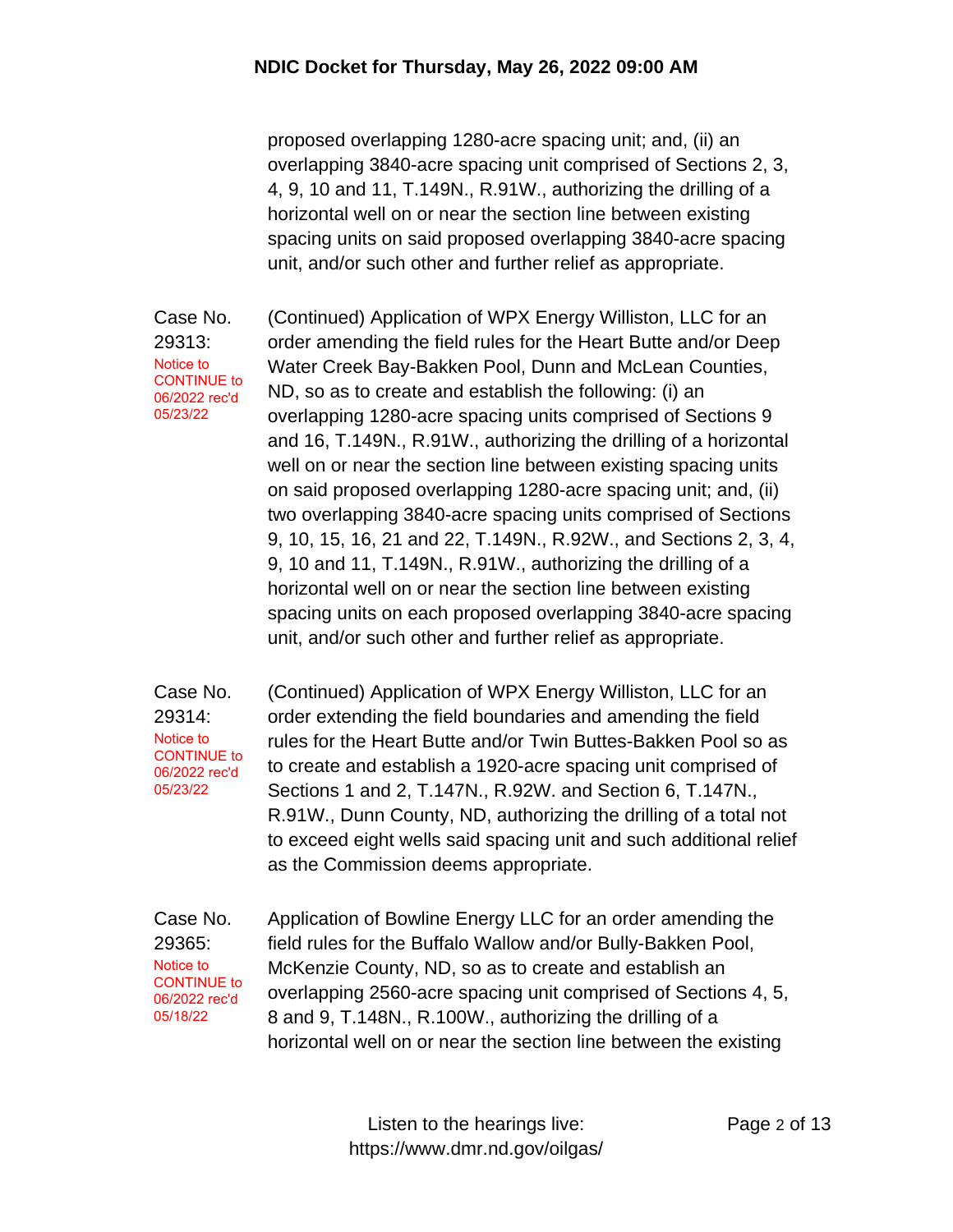proposed overlapping 1280-acre spacing unit; and, (ii) an overlapping 3840-acre spacing unit comprised of Sections 2, 3, 4, 9, 10 and 11, T.149N., R.91W., authorizing the drilling of a horizontal well on or near the section line between existing spacing units on said proposed overlapping 3840-acre spacing unit, and/or such other and further relief as appropriate.

| | |
|---|---|
| Case No. 29313: Notice to CONTINUE to 06/2022 rec'd 05/23/22 | (Continued) Application of WPX Energy Williston, LLC for an order amending the field rules for the Heart Butte and/or Deep Water Creek Bay-Bakken Pool, Dunn and McLean Counties, ND, so as to create and establish the following: (i) an overlapping 1280-acre spacing units comprised of Sections 9 and 16, T.149N., R.91W., authorizing the drilling of a horizontal well on or near the section line between existing spacing units on said proposed overlapping 1280-acre spacing unit; and, (ii) two overlapping 3840-acre spacing units comprised of Sections 9, 10, 15, 16, 21 and 22, T.149N., R.92W., and Sections 2, 3, 4, 9, 10 and 11, T.149N., R.91W., authorizing the drilling of a horizontal well on or near the section line between existing spacing units on each proposed overlapping 3840-acre spacing unit, and/or such other and further relief as appropriate. |
| Case No. 29314: Notice to CONTINUE to 06/2022 rec'd 05/23/22 | (Continued) Application of WPX Energy Williston, LLC for an order extending the field boundaries and amending the field rules for the Heart Butte and/or Twin Buttes-Bakken Pool so as to create and establish a 1920-acre spacing unit comprised of Sections 1 and 2, T.147N., R.92W. and Section 6, T.147N., R.91W., Dunn County, ND, authorizing the drilling of a total not to exceed eight wells said spacing unit and such additional relief as the Commission deems appropriate. |
| Case No. 29365: Notice to CONTINUE to 06/2022 rec'd 05/18/22 | Application of Bowline Energy LLC for an order amending the field rules for the Buffalo Wallow and/or Bully-Bakken Pool, McKenzie County, ND, so as to create and establish an overlapping 2560-acre spacing unit comprised of Sections 4, 5, 8 and 9, T.148N., R.100W., authorizing the drilling of a horizontal well on or near the section line between the existing |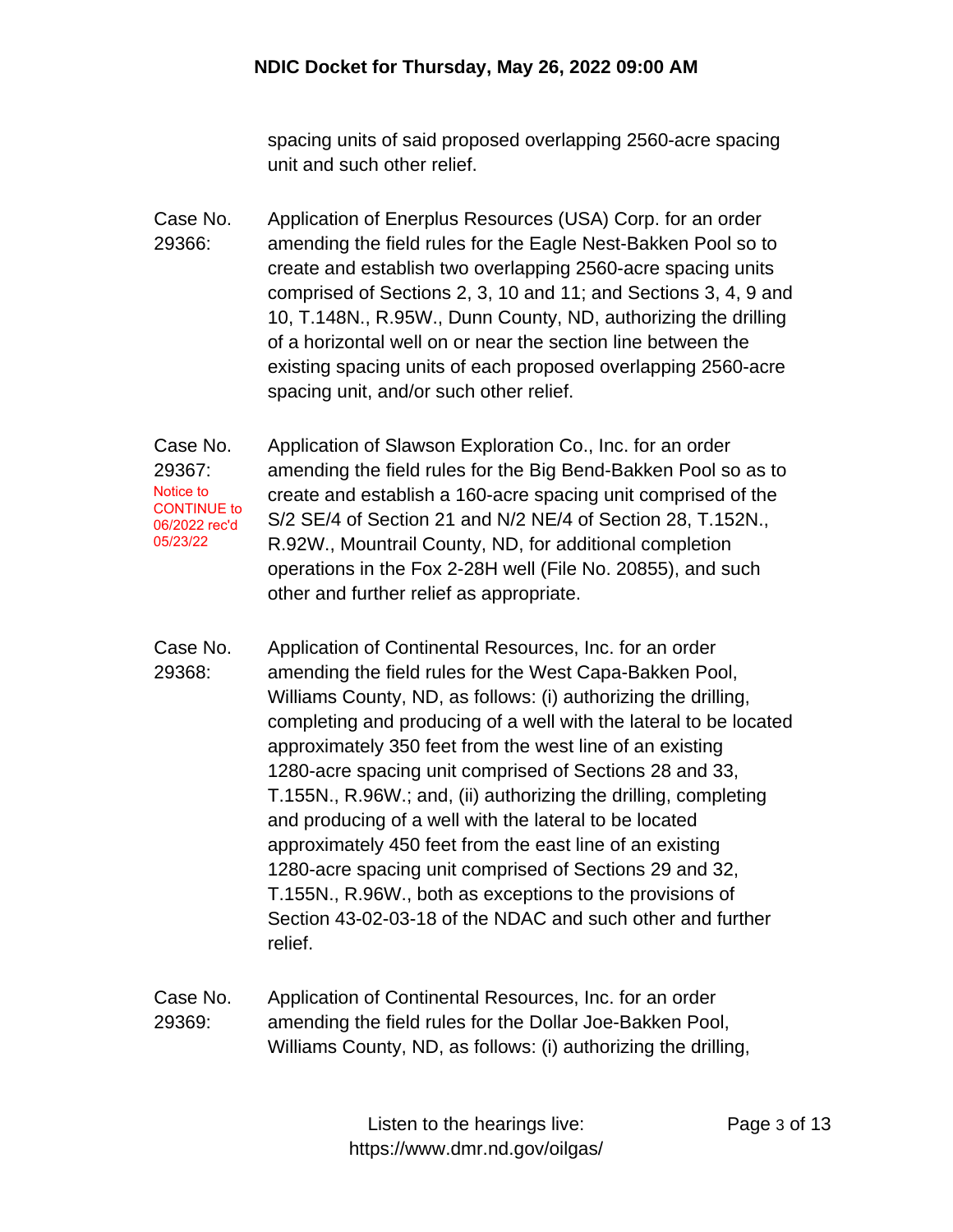spacing units of said proposed overlapping 2560-acre spacing unit and such other relief.

Case No. 29366: Application of Enerplus Resources (USA) Corp. for an order amending the field rules for the Eagle Nest-Bakken Pool so to create and establish two overlapping 2560-acre spacing units comprised of Sections 2, 3, 10 and 11; and Sections 3, 4, 9 and 10, T.148N., R.95W., Dunn County, ND, authorizing the drilling of a horizontal well on or near the section line between the existing spacing units of each proposed overlapping 2560-acre spacing unit, and/or such other relief.

Case No. 29367: Notice to CONTINUE to 06/2022 rec'd 05/23/22

Application of Slawson Exploration Co., Inc. for an order amending the field rules for the Big Bend-Bakken Pool so as to create and establish a 160-acre spacing unit comprised of the S/2 SE/4 of Section 21 and N/2 NE/4 of Section 28, T.152N., R.92W., Mountrail County, ND, for additional completion operations in the Fox 2-28H well (File No. 20855), and such other and further relief as appropriate.

Case No. 29368: Application of Continental Resources, Inc. for an order amending the field rules for the West Capa-Bakken Pool, Williams County, ND, as follows: (i) authorizing the drilling, completing and producing of a well with the lateral to be located approximately 350 feet from the west line of an existing 1280-acre spacing unit comprised of Sections 28 and 33, T.155N., R.96W.; and, (ii) authorizing the drilling, completing and producing of a well with the lateral to be located approximately 450 feet from the east line of an existing 1280-acre spacing unit comprised of Sections 29 and 32, T.155N., R.96W., both as exceptions to the provisions of Section 43-02-03-18 of the NDAC and such other and further relief.

Case No. 29369: Application of Continental Resources, Inc. for an order amending the field rules for the Dollar Joe-Bakken Pool, Williams County, ND, as follows: (i) authorizing the drilling,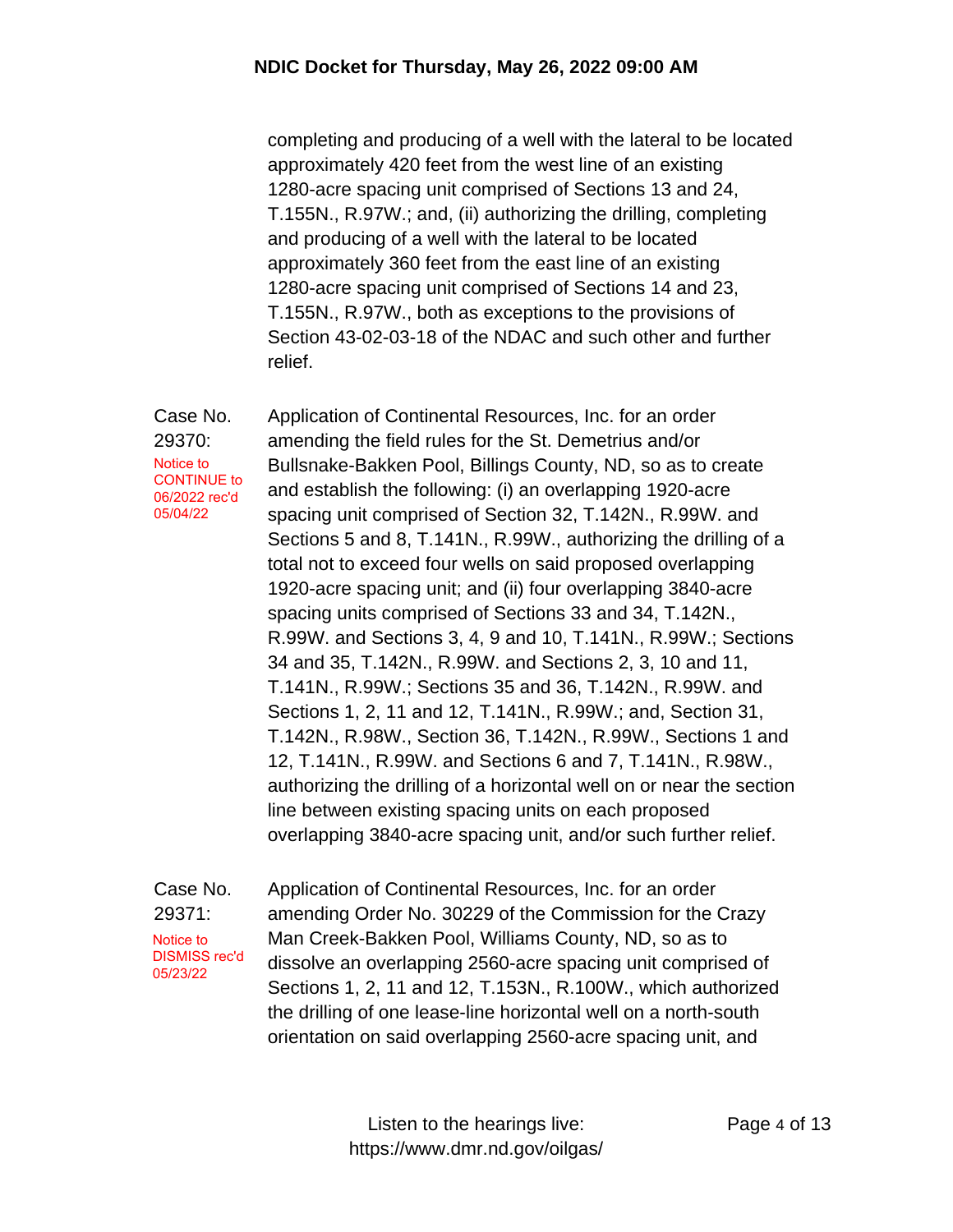completing and producing of a well with the lateral to be located approximately 420 feet from the west line of an existing 1280-acre spacing unit comprised of Sections 13 and 24, T.155N., R.97W.; and, (ii) authorizing the drilling, completing and producing of a well with the lateral to be located approximately 360 feet from the east line of an existing 1280-acre spacing unit comprised of Sections 14 and 23, T.155N., R.97W., both as exceptions to the provisions of Section 43-02-03-18 of the NDAC and such other and further relief.

Case No. 29370:
Notice to CONTINUE to 06/2022 rec'd 05/04/22

Application of Continental Resources, Inc. for an order amending the field rules for the St. Demetrius and/or Bullsnake-Bakken Pool, Billings County, ND, so as to create and establish the following: (i) an overlapping 1920-acre spacing unit comprised of Section 32, T.142N., R.99W. and Sections 5 and 8, T.141N., R.99W., authorizing the drilling of a total not to exceed four wells on said proposed overlapping 1920-acre spacing unit; and (ii) four overlapping 3840-acre spacing units comprised of Sections 33 and 34, T.142N., R.99W. and Sections 3, 4, 9 and 10, T.141N., R.99W.; Sections 34 and 35, T.142N., R.99W. and Sections 2, 3, 10 and 11, T.141N., R.99W.; Sections 35 and 36, T.142N., R.99W. and Sections 1, 2, 11 and 12, T.141N., R.99W.; and, Section 31, T.142N., R.98W., Section 36, T.142N., R.99W., Sections 1 and 12, T.141N., R.99W. and Sections 6 and 7, T.141N., R.98W., authorizing the drilling of a horizontal well on or near the section line between existing spacing units on each proposed overlapping 3840-acre spacing unit, and/or such further relief.

Case No. 29371:
Notice to DISMISS rec'd 05/23/22

Application of Continental Resources, Inc. for an order amending Order No. 30229 of the Commission for the Crazy Man Creek-Bakken Pool, Williams County, ND, so as to dissolve an overlapping 2560-acre spacing unit comprised of Sections 1, 2, 11 and 12, T.153N., R.100W., which authorized the drilling of one lease-line horizontal well on a north-south orientation on said overlapping 2560-acre spacing unit, and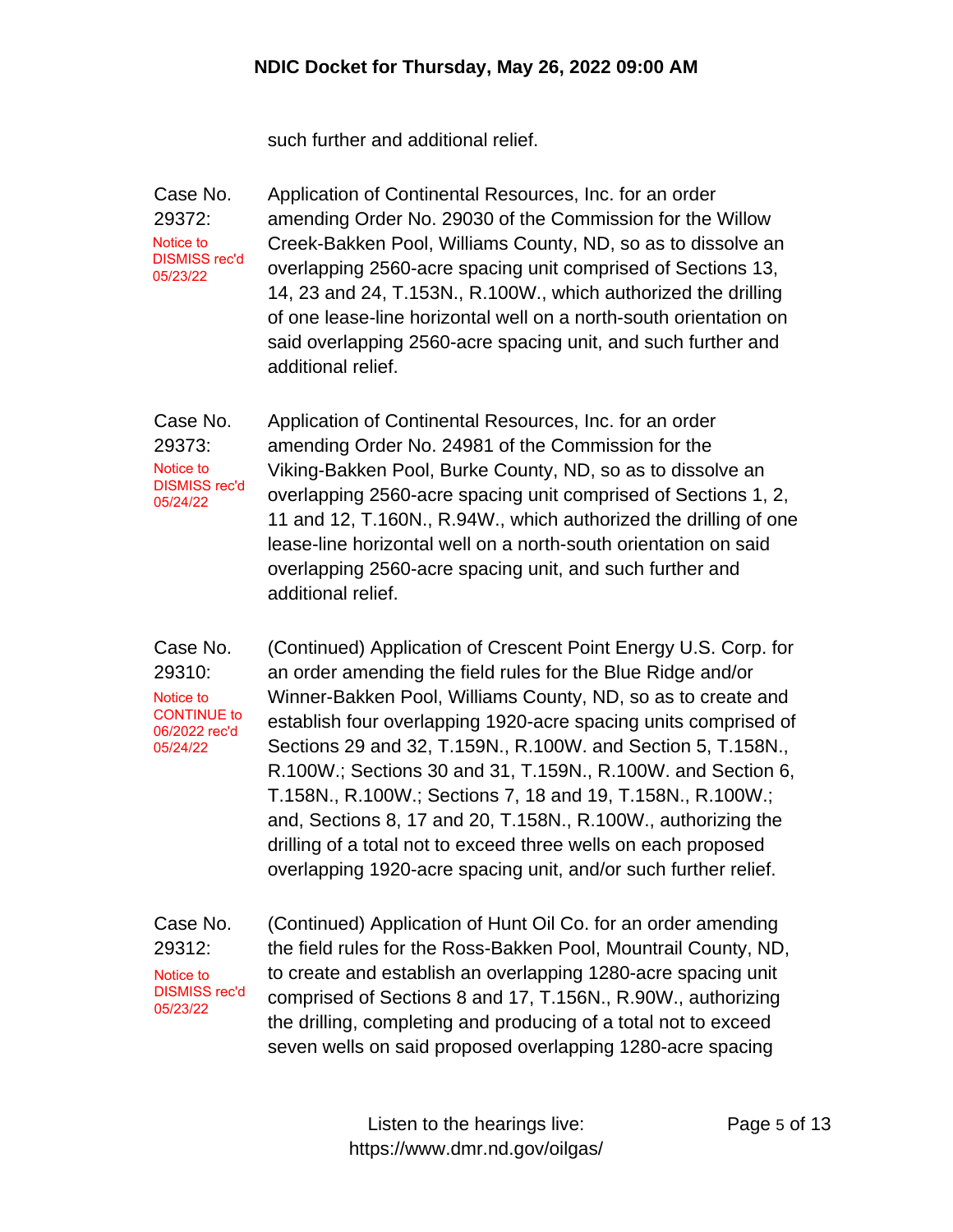such further and additional relief.

**Case No. 29372:**
Notice to DISMISS rec'd 05/23/22

Application of Continental Resources, Inc. for an order amending Order No. 29030 of the Commission for the Willow Creek-Bakken Pool, Williams County, ND, so as to dissolve an overlapping 2560-acre spacing unit comprised of Sections 13, 14, 23 and 24, T.153N., R.100W., which authorized the drilling of one lease-line horizontal well on a north-south orientation on said overlapping 2560-acre spacing unit, and such further and additional relief.

**Case No. 29373:**
Notice to DISMISS rec'd 05/24/22

Application of Continental Resources, Inc. for an order amending Order No. 24981 of the Commission for the Viking-Bakken Pool, Burke County, ND, so as to dissolve an overlapping 2560-acre spacing unit comprised of Sections 1, 2, 11 and 12, T.160N., R.94W., which authorized the drilling of one lease-line horizontal well on a north-south orientation on said overlapping 2560-acre spacing unit, and such further and additional relief.

**Case No. 29310:**
Notice to CONTINUE to 06/2022 rec'd 05/24/22

(Continued) Application of Crescent Point Energy U.S. Corp. for an order amending the field rules for the Blue Ridge and/or Winner-Bakken Pool, Williams County, ND, so as to create and establish four overlapping 1920-acre spacing units comprised of Sections 29 and 32, T.159N., R.100W. and Section 5, T.158N., R.100W.; Sections 30 and 31, T.159N., R.100W. and Section 6, T.158N., R.100W.; Sections 7, 18 and 19, T.158N., R.100W.; and, Sections 8, 17 and 20, T.158N., R.100W., authorizing the drilling of a total not to exceed three wells on each proposed overlapping 1920-acre spacing unit, and/or such further relief.

**Case No. 29312:**
Notice to DISMISS rec'd 05/23/22

(Continued) Application of Hunt Oil Co. for an order amending the field rules for the Ross-Bakken Pool, Mountrail County, ND, to create and establish an overlapping 1280-acre spacing unit comprised of Sections 8 and 17, T.156N., R.90W., authorizing the drilling, completing and producing of a total not to exceed seven wells on said proposed overlapping 1280-acre spacing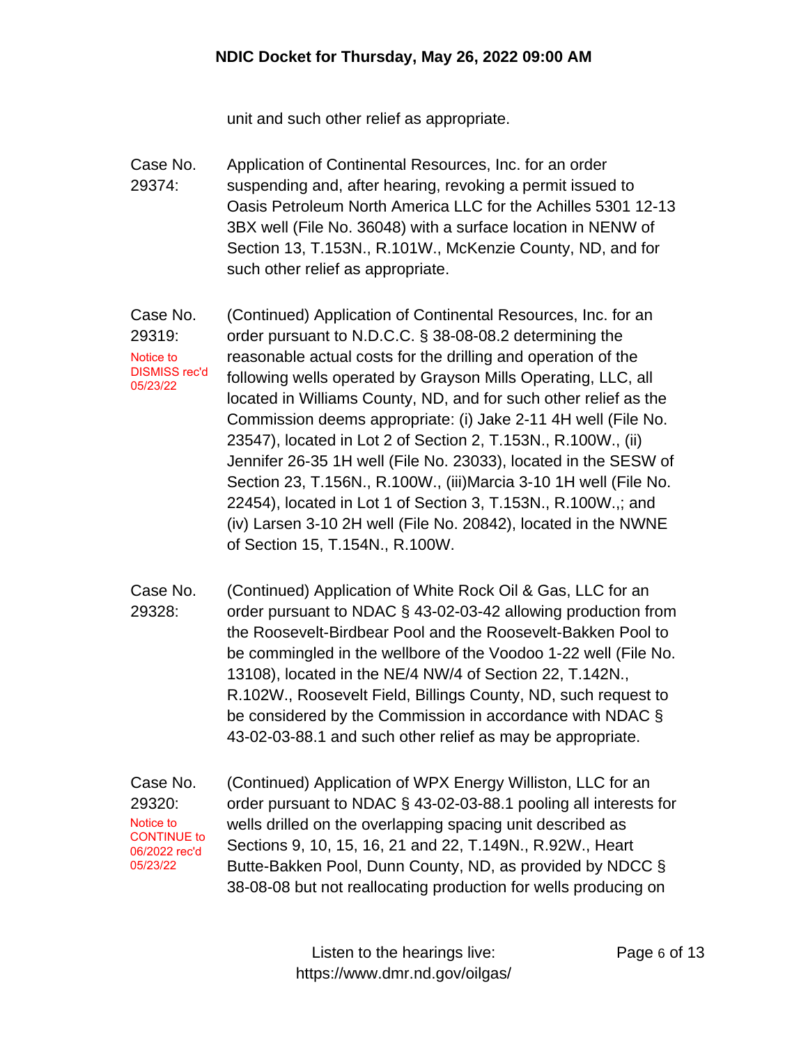unit and such other relief as appropriate.

**Case No. 29374:** Application of Continental Resources, Inc. for an order suspending and, after hearing, revoking a permit issued to Oasis Petroleum North America LLC for the Achilles 5301 12-13 3BX well (File No. 36048) with a surface location in NENW of Section 13, T.153N., R.101W., McKenzie County, ND, and for such other relief as appropriate.

**Case No. 29319:**
Notice to DISMISS rec'd 05/23/22

(Continued) Application of Continental Resources, Inc. for an order pursuant to N.D.C.C. § 38-08-08.2 determining the reasonable actual costs for the drilling and operation of the following wells operated by Grayson Mills Operating, LLC, all located in Williams County, ND, and for such other relief as the Commission deems appropriate: (i) Jake 2-11 4H well (File No. 23547), located in Lot 2 of Section 2, T.153N., R.100W., (ii) Jennifer 26-35 1H well (File No. 23033), located in the SESW of Section 23, T.156N., R.100W., (iii)Marcia 3-10 1H well (File No. 22454), located in Lot 1 of Section 3, T.153N., R.100W.,; and (iv) Larsen 3-10 2H well (File No. 20842), located in the NWNE of Section 15, T.154N., R.100W.

**Case No. 29328:** (Continued) Application of White Rock Oil & Gas, LLC for an order pursuant to NDAC § 43-02-03-42 allowing production from the Roosevelt-Birdbear Pool and the Roosevelt-Bakken Pool to be commingled in the wellbore of the Voodoo 1-22 well (File No. 13108), located in the NE/4 NW/4 of Section 22, T.142N., R.102W., Roosevelt Field, Billings County, ND, such request to be considered by the Commission in accordance with NDAC § 43-02-03-88.1 and such other relief as may be appropriate.

**Case No. 29320:**
Notice to CONTINUE to 06/2022 rec'd 05/23/22

(Continued) Application of WPX Energy Williston, LLC for an order pursuant to NDAC § 43-02-03-88.1 pooling all interests for wells drilled on the overlapping spacing unit described as Sections 9, 10, 15, 16, 21 and 22, T.149N., R.92W., Heart Butte-Bakken Pool, Dunn County, ND, as provided by NDCC § 38-08-08 but not reallocating production for wells producing on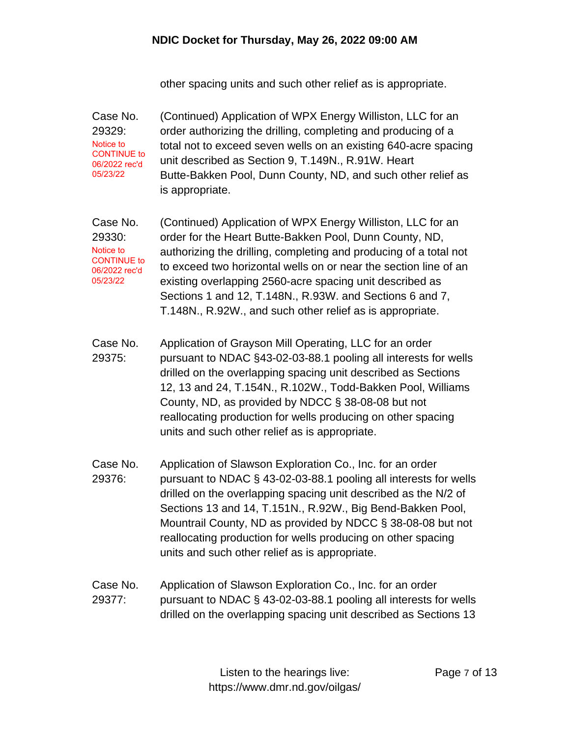other spacing units and such other relief as is appropriate.

**Case No. 29329:**
Notice to CONTINUE to 06/2022 rec'd 05/23/22

(Continued) Application of WPX Energy Williston, LLC for an order authorizing the drilling, completing and producing of a total not to exceed seven wells on an existing 640-acre spacing unit described as Section 9, T.149N., R.91W. Heart Butte-Bakken Pool, Dunn County, ND, and such other relief as is appropriate.

**Case No. 29330:**
Notice to CONTINUE to 06/2022 rec'd 05/23/22

(Continued) Application of WPX Energy Williston, LLC for an order for the Heart Butte-Bakken Pool, Dunn County, ND, authorizing the drilling, completing and producing of a total not to exceed two horizontal wells on or near the section line of an existing overlapping 2560-acre spacing unit described as Sections 1 and 12, T.148N., R.93W. and Sections 6 and 7, T.148N., R.92W., and such other relief as is appropriate.

**Case No. 29375:**

Application of Grayson Mill Operating, LLC for an order pursuant to NDAC §43-02-03-88.1 pooling all interests for wells drilled on the overlapping spacing unit described as Sections 12, 13 and 24, T.154N., R.102W., Todd-Bakken Pool, Williams County, ND, as provided by NDCC § 38-08-08 but not reallocating production for wells producing on other spacing units and such other relief as is appropriate.

**Case No. 29376:**

Application of Slawson Exploration Co., Inc. for an order pursuant to NDAC § 43-02-03-88.1 pooling all interests for wells drilled on the overlapping spacing unit described as the N/2 of Sections 13 and 14, T.151N., R.92W., Big Bend-Bakken Pool, Mountrail County, ND as provided by NDCC § 38-08-08 but not reallocating production for wells producing on other spacing units and such other relief as is appropriate.

**Case No. 29377:**

Application of Slawson Exploration Co., Inc. for an order pursuant to NDAC § 43-02-03-88.1 pooling all interests for wells drilled on the overlapping spacing unit described as Sections 13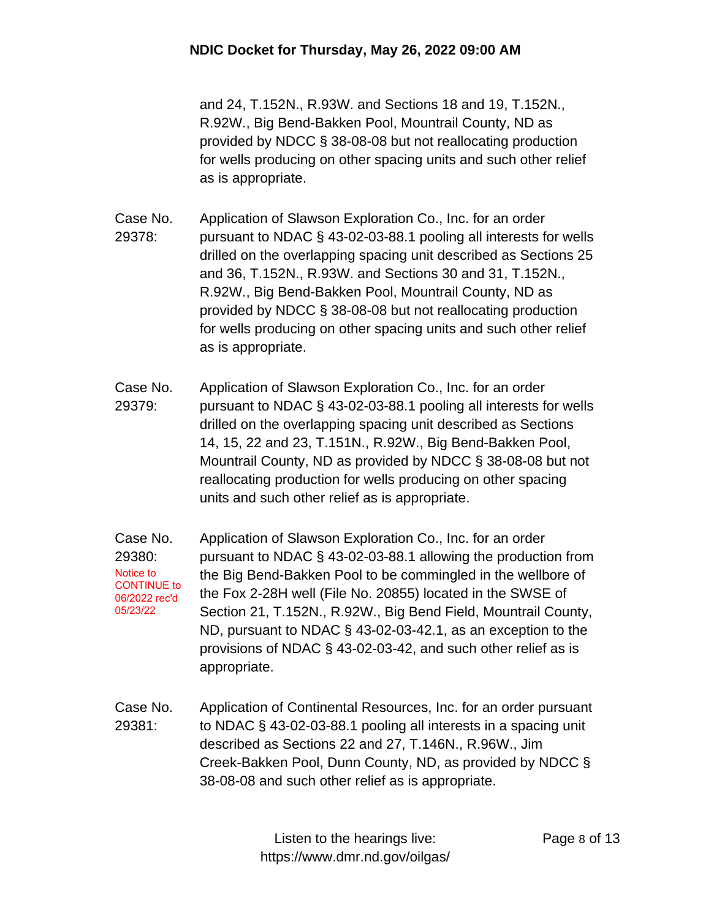and 24, T.152N., R.93W. and Sections 18 and 19, T.152N., R.92W., Big Bend-Bakken Pool, Mountrail County, ND as provided by NDCC § 38-08-08 but not reallocating production for wells producing on other spacing units and such other relief as is appropriate.

**Case No. 29378:** Application of Slawson Exploration Co., Inc. for an order pursuant to NDAC § 43-02-03-88.1 pooling all interests for wells drilled on the overlapping spacing unit described as Sections 25 and 36, T.152N., R.93W. and Sections 30 and 31, T.152N., R.92W., Big Bend-Bakken Pool, Mountrail County, ND as provided by NDCC § 38-08-08 but not reallocating production for wells producing on other spacing units and such other relief as is appropriate.

**Case No. 29379:** Application of Slawson Exploration Co., Inc. for an order pursuant to NDAC § 43-02-03-88.1 pooling all interests for wells drilled on the overlapping spacing unit described as Sections 14, 15, 22 and 23, T.151N., R.92W., Big Bend-Bakken Pool, Mountrail County, ND as provided by NDCC § 38-08-08 but not reallocating production for wells producing on other spacing units and such other relief as is appropriate.

**Case No. 29380:** Notice to CONTINUE to 06/2022 rec'd 05/23/22

Application of Slawson Exploration Co., Inc. for an order pursuant to NDAC § 43-02-03-88.1 allowing the production from the Big Bend-Bakken Pool to be commingled in the wellbore of the Fox 2-28H well (File No. 20855) located in the SWSE of Section 21, T.152N., R.92W., Big Bend Field, Mountrail County, ND, pursuant to NDAC § 43-02-03-42.1, as an exception to the provisions of NDAC § 43-02-03-42, and such other relief as is appropriate.

**Case No. 29381:** Application of Continental Resources, Inc. for an order pursuant to NDAC § 43-02-03-88.1 pooling all interests in a spacing unit described as Sections 22 and 27, T.146N., R.96W., Jim Creek-Bakken Pool, Dunn County, ND, as provided by NDCC § 38-08-08 and such other relief as is appropriate.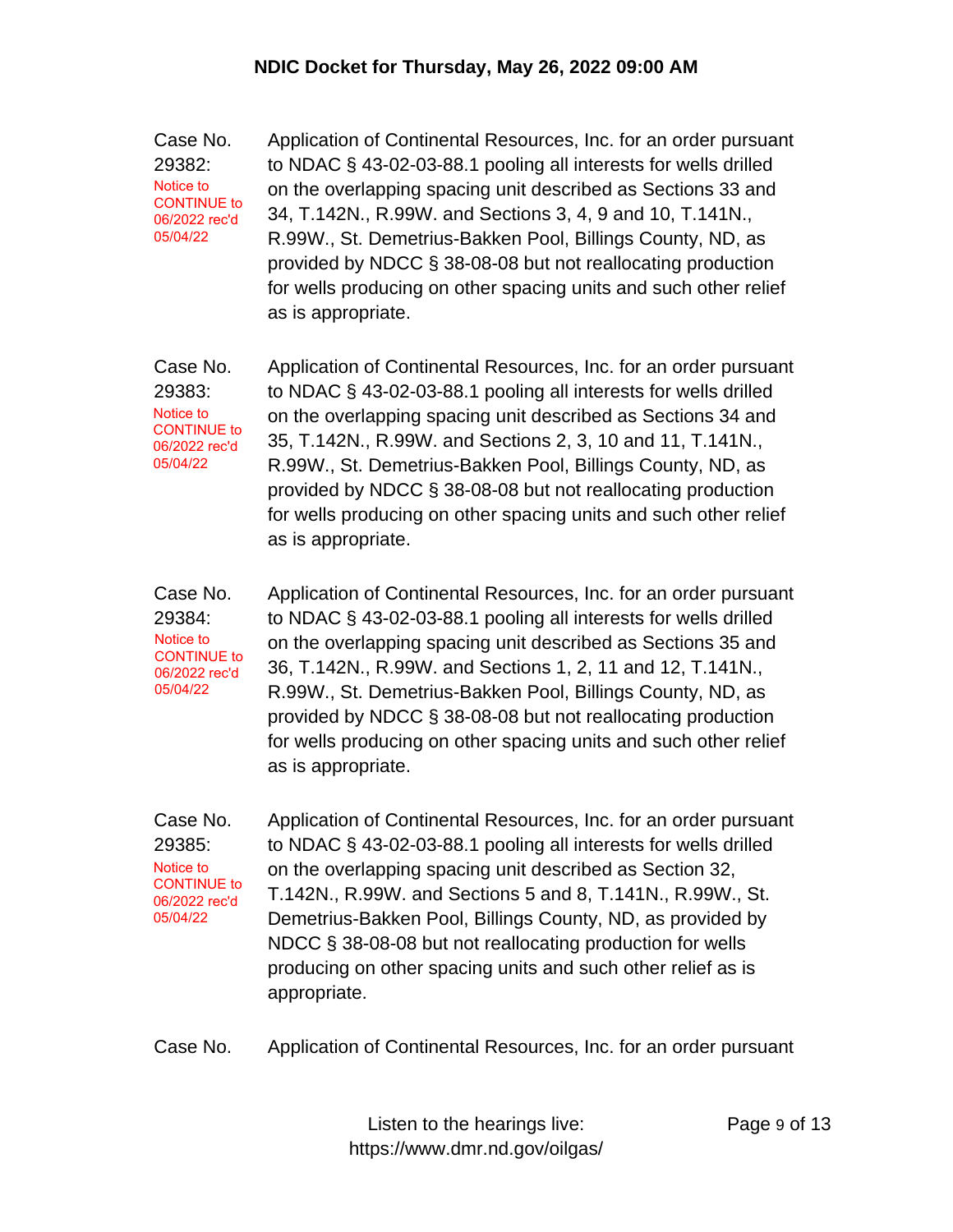**NDIC Docket for Thursday, May 26, 2022 09:00 AM**

**Case No. 29382:**
Notice to CONTINUE to 06/2022 rec'd 05/04/22

Application of Continental Resources, Inc. for an order pursuant to NDAC § 43-02-03-88.1 pooling all interests for wells drilled on the overlapping spacing unit described as Sections 33 and 34, T.142N., R.99W. and Sections 3, 4, 9 and 10, T.141N., R.99W., St. Demetrius-Bakken Pool, Billings County, ND, as provided by NDCC § 38-08-08 but not reallocating production for wells producing on other spacing units and such other relief as is appropriate.

**Case No. 29383:**
Notice to CONTINUE to 06/2022 rec'd 05/04/22

Application of Continental Resources, Inc. for an order pursuant to NDAC § 43-02-03-88.1 pooling all interests for wells drilled on the overlapping spacing unit described as Sections 34 and 35, T.142N., R.99W. and Sections 2, 3, 10 and 11, T.141N., R.99W., St. Demetrius-Bakken Pool, Billings County, ND, as provided by NDCC § 38-08-08 but not reallocating production for wells producing on other spacing units and such other relief as is appropriate.

**Case No. 29384:**
Notice to CONTINUE to 06/2022 rec'd 05/04/22

Application of Continental Resources, Inc. for an order pursuant to NDAC § 43-02-03-88.1 pooling all interests for wells drilled on the overlapping spacing unit described as Sections 35 and 36, T.142N., R.99W. and Sections 1, 2, 11 and 12, T.141N., R.99W., St. Demetrius-Bakken Pool, Billings County, ND, as provided by NDCC § 38-08-08 but not reallocating production for wells producing on other spacing units and such other relief as is appropriate.

**Case No. 29385:**
Notice to CONTINUE to 06/2022 rec'd 05/04/22

Application of Continental Resources, Inc. for an order pursuant to NDAC § 43-02-03-88.1 pooling all interests for wells drilled on the overlapping spacing unit described as Section 32, T.142N., R.99W. and Sections 5 and 8, T.141N., R.99W., St. Demetrius-Bakken Pool, Billings County, ND, as provided by NDCC § 38-08-08 but not reallocating production for wells producing on other spacing units and such other relief as is appropriate.

**Case No.**

Application of Continental Resources, Inc. for an order pursuant

Listen to the hearings live: https://www.dmr.nd.gov/oilgas/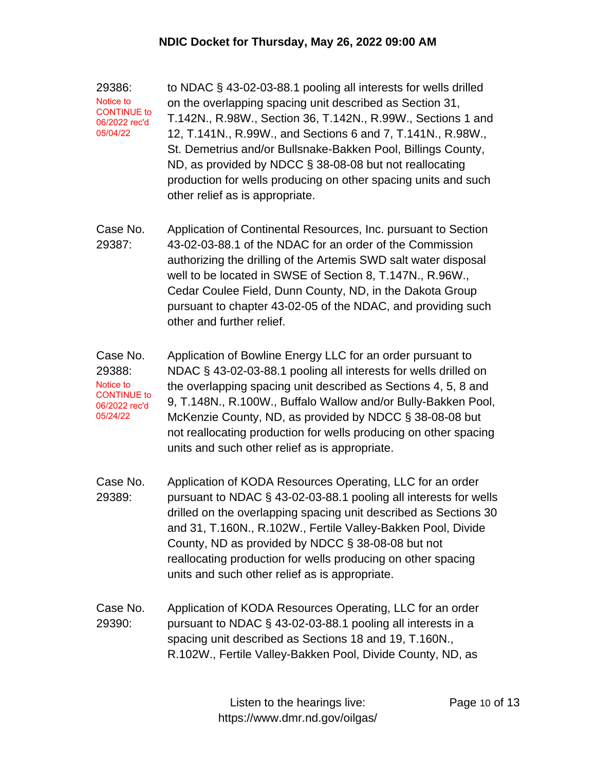29386:
Notice to CONTINUE to 06/2022 rec'd 05/04/22

to NDAC § 43-02-03-88.1 pooling all interests for wells drilled on the overlapping spacing unit described as Section 31, T.142N., R.98W., Section 36, T.142N., R.99W., Sections 1 and 12, T.141N., R.99W., and Sections 6 and 7, T.141N., R.98W., St. Demetrius and/or Bullsnake-Bakken Pool, Billings County, ND, as provided by NDCC § 38-08-08 but not reallocating production for wells producing on other spacing units and such other relief as is appropriate.

Case No. 29387:

Application of Continental Resources, Inc. pursuant to Section 43-02-03-88.1 of the NDAC for an order of the Commission authorizing the drilling of the Artemis SWD salt water disposal well to be located in SWSE of Section 8, T.147N., R.96W., Cedar Coulee Field, Dunn County, ND, in the Dakota Group pursuant to chapter 43-02-05 of the NDAC, and providing such other and further relief.

Case No. 29388:
Notice to CONTINUE to 06/2022 rec'd 05/24/22

Application of Bowline Energy LLC for an order pursuant to NDAC § 43-02-03-88.1 pooling all interests for wells drilled on the overlapping spacing unit described as Sections 4, 5, 8 and 9, T.148N., R.100W., Buffalo Wallow and/or Bully-Bakken Pool, McKenzie County, ND, as provided by NDCC § 38-08-08 but not reallocating production for wells producing on other spacing units and such other relief as is appropriate.

Case No. 29389:

Application of KODA Resources Operating, LLC for an order pursuant to NDAC § 43-02-03-88.1 pooling all interests for wells drilled on the overlapping spacing unit described as Sections 30 and 31, T.160N., R.102W., Fertile Valley-Bakken Pool, Divide County, ND as provided by NDCC § 38-08-08 but not reallocating production for wells producing on other spacing units and such other relief as is appropriate.

Case No. 29390:

Application of KODA Resources Operating, LLC for an order pursuant to NDAC § 43-02-03-88.1 pooling all interests in a spacing unit described as Sections 18 and 19, T.160N., R.102W., Fertile Valley-Bakken Pool, Divide County, ND, as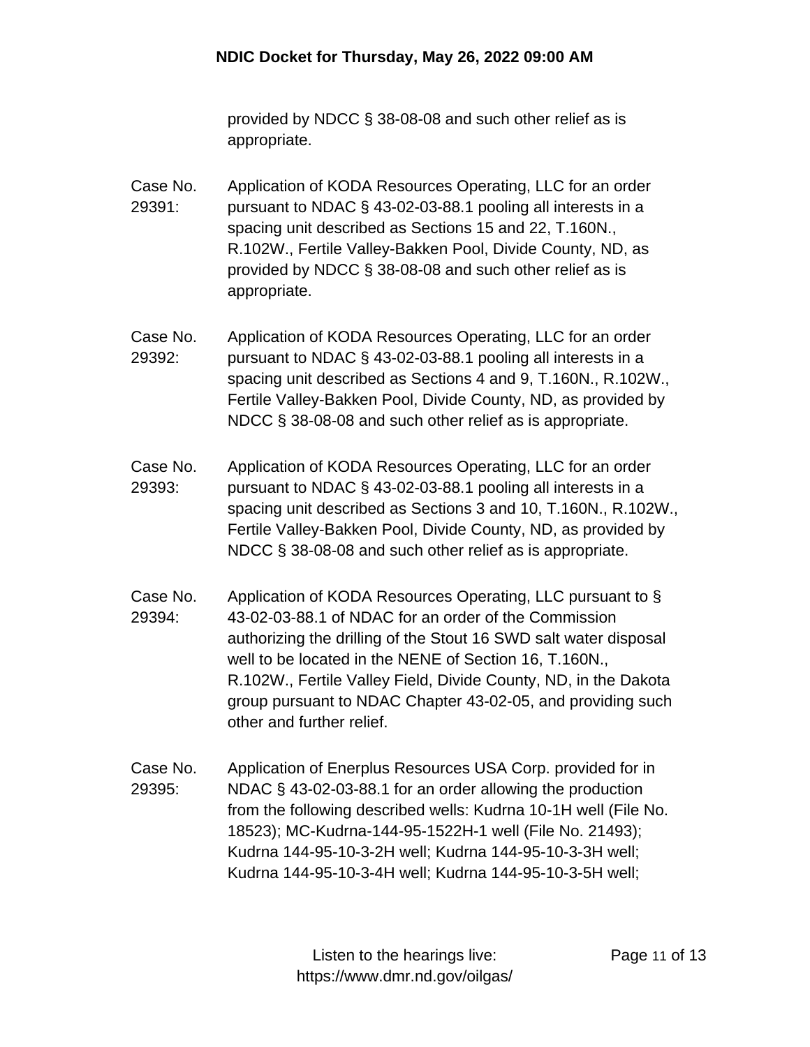provided by NDCC § 38-08-08 and such other relief as is appropriate.

Case No. 29391: Application of KODA Resources Operating, LLC for an order pursuant to NDAC § 43-02-03-88.1 pooling all interests in a spacing unit described as Sections 15 and 22, T.160N., R.102W., Fertile Valley-Bakken Pool, Divide County, ND, as provided by NDCC § 38-08-08 and such other relief as is appropriate.

Case No. 29392: Application of KODA Resources Operating, LLC for an order pursuant to NDAC § 43-02-03-88.1 pooling all interests in a spacing unit described as Sections 4 and 9, T.160N., R.102W., Fertile Valley-Bakken Pool, Divide County, ND, as provided by NDCC § 38-08-08 and such other relief as is appropriate.

Case No. 29393: Application of KODA Resources Operating, LLC for an order pursuant to NDAC § 43-02-03-88.1 pooling all interests in a spacing unit described as Sections 3 and 10, T.160N., R.102W., Fertile Valley-Bakken Pool, Divide County, ND, as provided by NDCC § 38-08-08 and such other relief as is appropriate.

Case No. 29394: Application of KODA Resources Operating, LLC pursuant to § 43-02-03-88.1 of NDAC for an order of the Commission authorizing the drilling of the Stout 16 SWD salt water disposal well to be located in the NENE of Section 16, T.160N., R.102W., Fertile Valley Field, Divide County, ND, in the Dakota group pursuant to NDAC Chapter 43-02-05, and providing such other and further relief.

Case No. 29395: Application of Enerplus Resources USA Corp. provided for in NDAC § 43-02-03-88.1 for an order allowing the production from the following described wells: Kudrna 10-1H well (File No. 18523); MC-Kudrna-144-95-1522H-1 well (File No. 21493); Kudrna 144-95-10-3-2H well; Kudrna 144-95-10-3-3H well; Kudrna 144-95-10-3-4H well; Kudrna 144-95-10-3-5H well;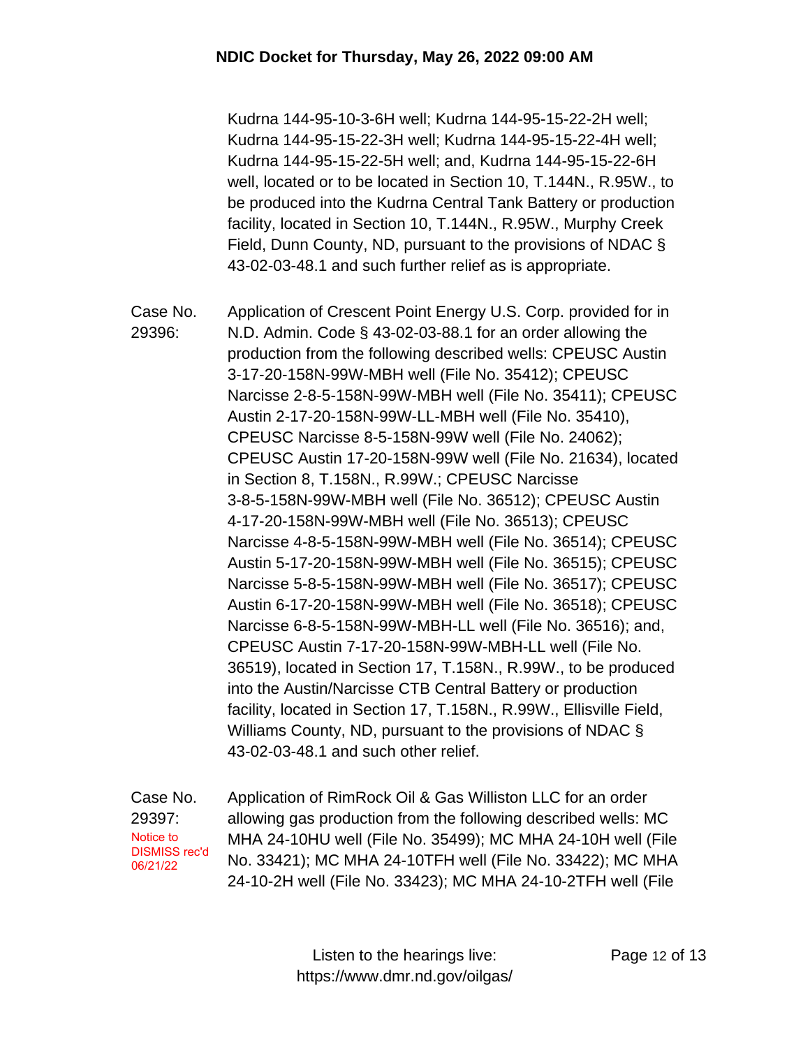Kudrna 144-95-10-3-6H well; Kudrna 144-95-15-22-2H well; Kudrna 144-95-15-22-3H well; Kudrna 144-95-15-22-4H well; Kudrna 144-95-15-22-5H well; and, Kudrna 144-95-15-22-6H well, located or to be located in Section 10, T.144N., R.95W., to be produced into the Kudrna Central Tank Battery or production facility, located in Section 10, T.144N., R.95W., Murphy Creek Field, Dunn County, ND, pursuant to the provisions of NDAC § 43-02-03-48.1 and such further relief as is appropriate.

**Case No. 29396:** Application of Crescent Point Energy U.S. Corp. provided for in N.D. Admin. Code § 43-02-03-88.1 for an order allowing the production from the following described wells: CPEUSC Austin 3-17-20-158N-99W-MBH well (File No. 35412); CPEUSC Narcisse 2-8-5-158N-99W-MBH well (File No. 35411); CPEUSC Austin 2-17-20-158N-99W-LL-MBH well (File No. 35410), CPEUSC Narcisse 8-5-158N-99W well (File No. 24062); CPEUSC Austin 17-20-158N-99W well (File No. 21634), located in Section 8, T.158N., R.99W.; CPEUSC Narcisse 3-8-5-158N-99W-MBH well (File No. 36512); CPEUSC Austin 4-17-20-158N-99W-MBH well (File No. 36513); CPEUSC Narcisse 4-8-5-158N-99W-MBH well (File No. 36514); CPEUSC Austin 5-17-20-158N-99W-MBH well (File No. 36515); CPEUSC Narcisse 5-8-5-158N-99W-MBH well (File No. 36517); CPEUSC Austin 6-17-20-158N-99W-MBH well (File No. 36518); CPEUSC Narcisse 6-8-5-158N-99W-MBH-LL well (File No. 36516); and, CPEUSC Austin 7-17-20-158N-99W-MBH-LL well (File No. 36519), located in Section 17, T.158N., R.99W., to be produced into the Austin/Narcisse CTB Central Battery or production facility, located in Section 17, T.158N., R.99W., Ellisville Field, Williams County, ND, pursuant to the provisions of NDAC § 43-02-03-48.1 and such other relief.

**Case No. 29397:**
Notice to DISMISS rec'd 06/21/22

Application of RimRock Oil & Gas Williston LLC for an order allowing gas production from the following described wells: MC MHA 24-10HU well (File No. 35499); MC MHA 24-10H well (File No. 33421); MC MHA 24-10TFH well (File No. 33422); MC MHA 24-10-2H well (File No. 33423); MC MHA 24-10-2TFH well (File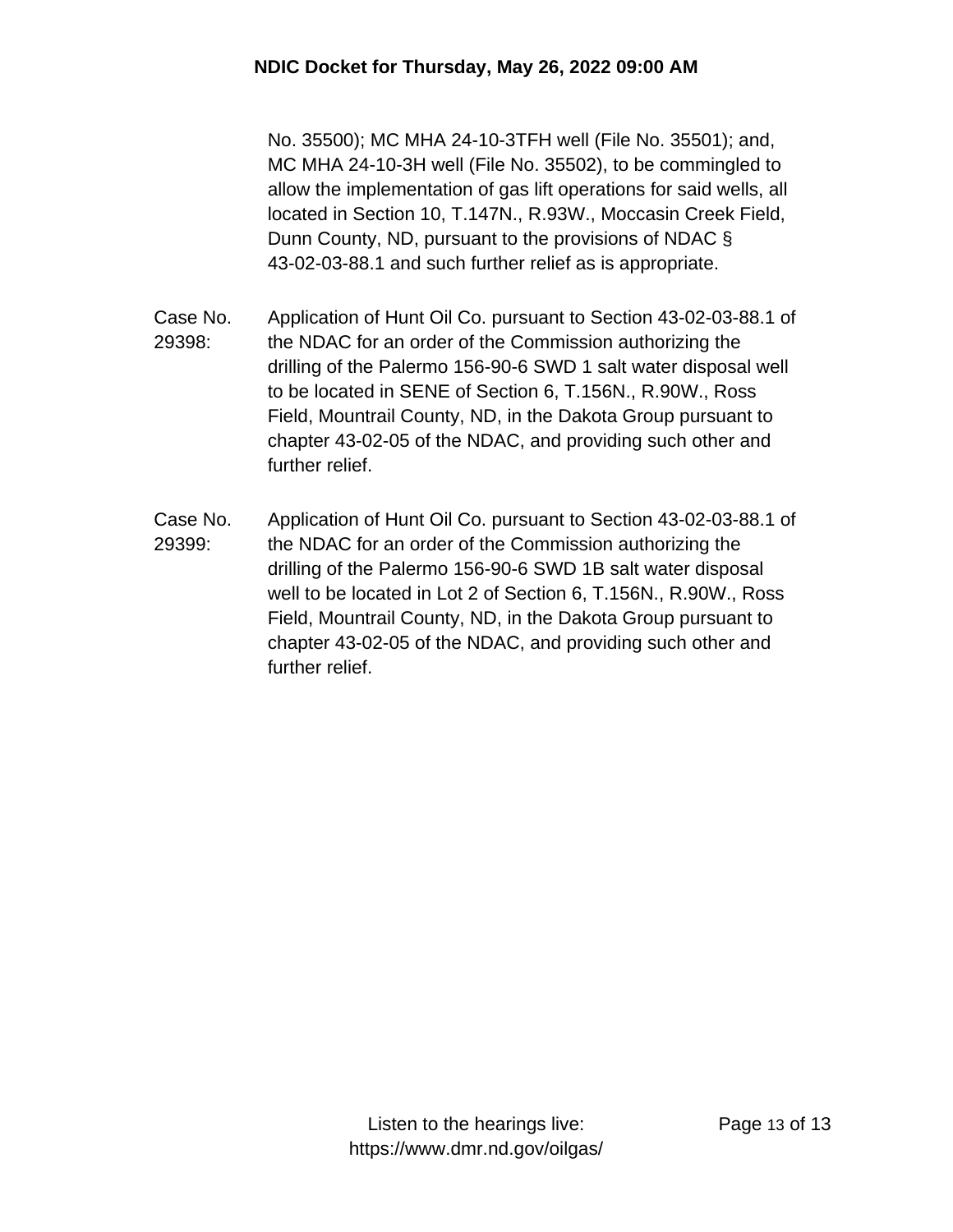No. 35500); MC MHA 24-10-3TFH well (File No. 35501); and, MC MHA 24-10-3H well (File No. 35502), to be commingled to allow the implementation of gas lift operations for said wells, all located in Section 10, T.147N., R.93W., Moccasin Creek Field, Dunn County, ND, pursuant to the provisions of NDAC § 43-02-03-88.1 and such further relief as is appropriate.

Case No. 29398: Application of Hunt Oil Co. pursuant to Section 43-02-03-88.1 of the NDAC for an order of the Commission authorizing the drilling of the Palermo 156-90-6 SWD 1 salt water disposal well to be located in SENE of Section 6, T.156N., R.90W., Ross Field, Mountrail County, ND, in the Dakota Group pursuant to chapter 43-02-05 of the NDAC, and providing such other and further relief.

Case No. 29399: Application of Hunt Oil Co. pursuant to Section 43-02-03-88.1 of the NDAC for an order of the Commission authorizing the drilling of the Palermo 156-90-6 SWD 1B salt water disposal well to be located in Lot 2 of Section 6, T.156N., R.90W., Ross Field, Mountrail County, ND, in the Dakota Group pursuant to chapter 43-02-05 of the NDAC, and providing such other and further relief.